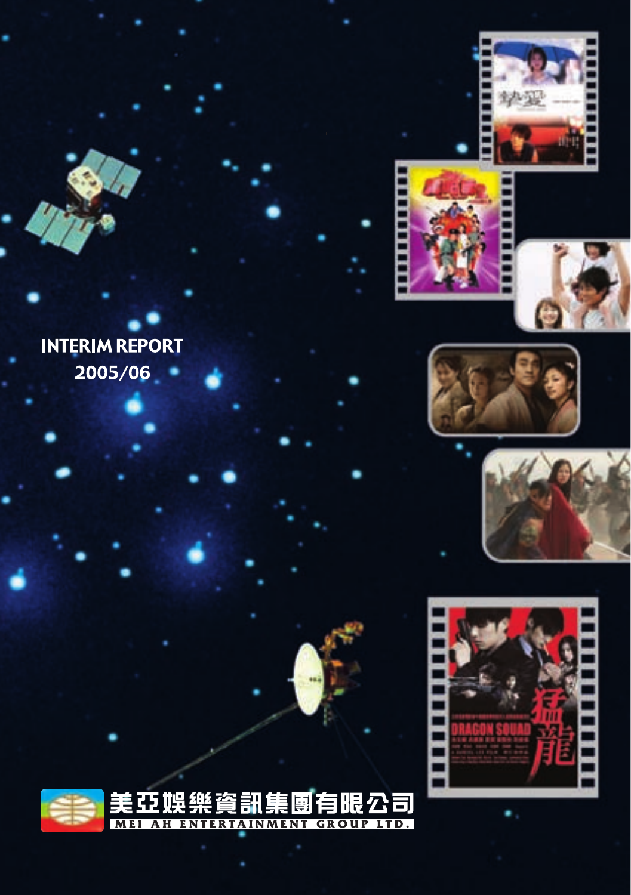# INTERIM REPORT 2005/06

美亞娛樂資訊集團有限公司

MEI AH ENTERTAINMENT GROUP LTD.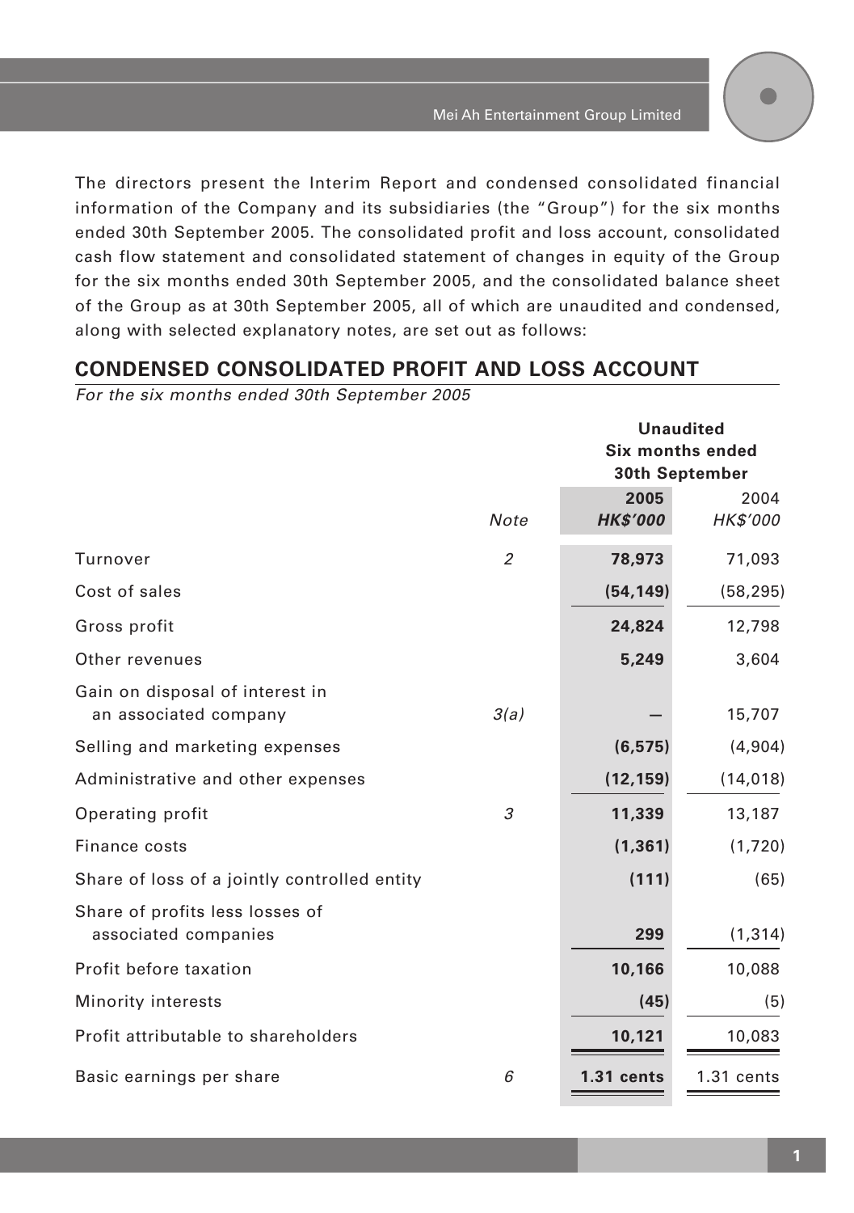The directors present the Interim Report and condensed consolidated financial information of the Company and its subsidiaries (the "Group") for the six months ended 30th September 2005. The consolidated profit and loss account, consolidated cash flow statement and consolidated statement of changes in equity of the Group for the six months ended 30th September 2005, and the consolidated balance sheet of the Group as at 30th September 2005, all of which are unaudited and condensed, along with selected explanatory notes, are set out as follows:

## CONDENSED CONSOLIDATED PROFIT AND LOSS ACCOUNT

*For the six months ended 30th September 2005*

| | | **Unaudited Six months ended 30th September** | |
|---|---|---|---|
| | *Note* | **2005** *HK$'000* | 2004 *HK$'000* |
| Turnover | *2* | **78,973** | 71,093 |
| Cost of sales | | **(54,149)** | (58,295) |
| Gross profit | | **24,824** | 12,798 |
| Other revenues | | **5,249** | 3,604 |
| Gain on disposal of interest in an associated company | *3(a)* | **—** | 15,707 |
| Selling and marketing expenses | | **(6,575)** | (4,904) |
| Administrative and other expenses | | **(12,159)** | (14,018) |
| Operating profit | *3* | **11,339** | 13,187 |
| Finance costs | | **(1,361)** | (1,720) |
| Share of loss of a jointly controlled entity | | **(111)** | (65) |
| Share of profits less losses of associated companies | | **299** | (1,314) |
| Profit before taxation | | **10,166** | 10,088 |
| Minority interests | | **(45)** | (5) |
| Profit attributable to shareholders | | **10,121** | 10,083 |
| Basic earnings per share | *6* | **1.31 cents** | 1.31 cents |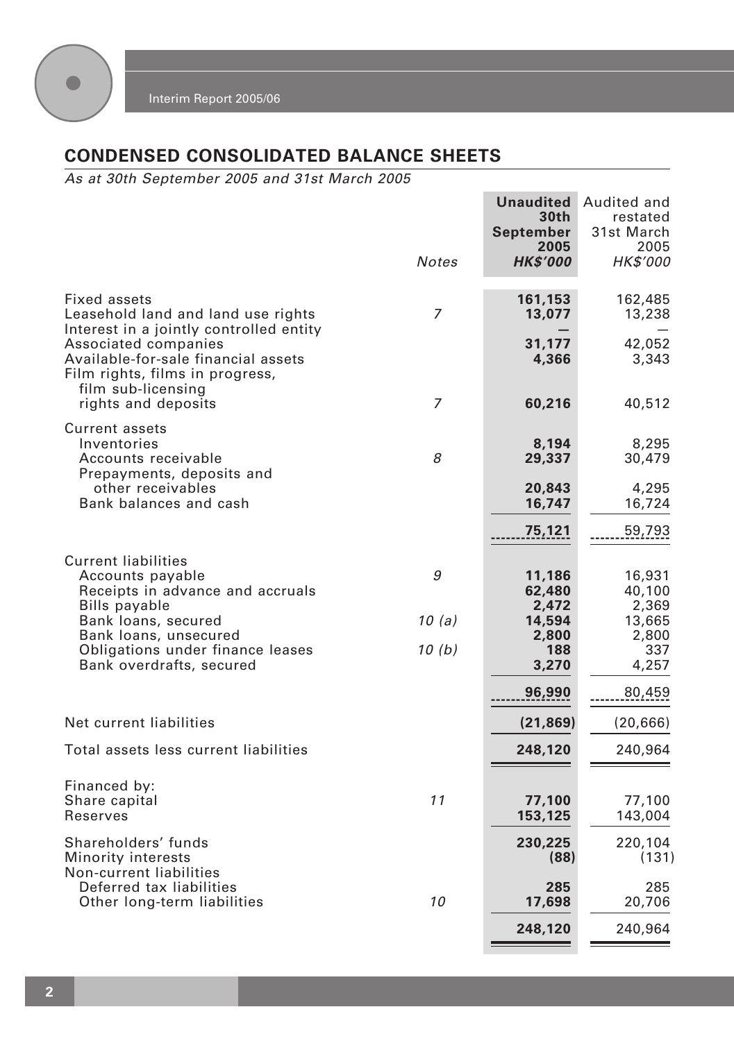## CONDENSED CONSOLIDATED BALANCE SHEETS

*As at 30th September 2005 and 31st March 2005*

| | *Notes* | **Unaudited 30th September 2005 *HK$'000*** | Audited and restated 31st March 2005 *HK$'000* |
|---|---|---|---|
| Fixed assets | | **161,153** | 162,485 |
| Leasehold land and land use rights | *7* | **13,077** | 13,238 |
| Interest in a jointly controlled entity | | **—** | — |
| Associated companies | | **31,177** | 42,052 |
| Available-for-sale financial assets | | **4,366** | 3,343 |
| Film rights, films in progress, film sub-licensing rights and deposits | *7* | **60,216** | 40,512 |
| Current assets | | | |
| Inventories | | **8,194** | 8,295 |
| Accounts receivable | *8* | **29,337** | 30,479 |
| Prepayments, deposits and other receivables | | **20,843** | 4,295 |
| Bank balances and cash | | **16,747** | 16,724 |
| | | **75,121** | 59,793 |
| Current liabilities | | | |
| Accounts payable | *9* | **11,186** | 16,931 |
| Receipts in advance and accruals | | **62,480** | 40,100 |
| Bills payable | | **2,472** | 2,369 |
| Bank loans, secured | *10 (a)* | **14,594** | 13,665 |
| Bank loans, unsecured | | **2,800** | 2,800 |
| Obligations under finance leases | *10 (b)* | **188** | 337 |
| Bank overdrafts, secured | | **3,270** | 4,257 |
| | | **96,990** | 80,459 |
| Net current liabilities | | **(21,869)** | (20,666) |
| Total assets less current liabilities | | **248,120** | 240,964 |
| Financed by: | | | |
| Share capital | *11* | **77,100** | 77,100 |
| Reserves | | **153,125** | 143,004 |
| Shareholders' funds | | **230,225** | 220,104 |
| Minority interests | | **(88)** | (131) |
| Non-current liabilities | | | |
| Deferred tax liabilities | | **285** | 285 |
| Other long-term liabilities | *10* | **17,698** | 20,706 |
| | | **248,120** | 240,964 |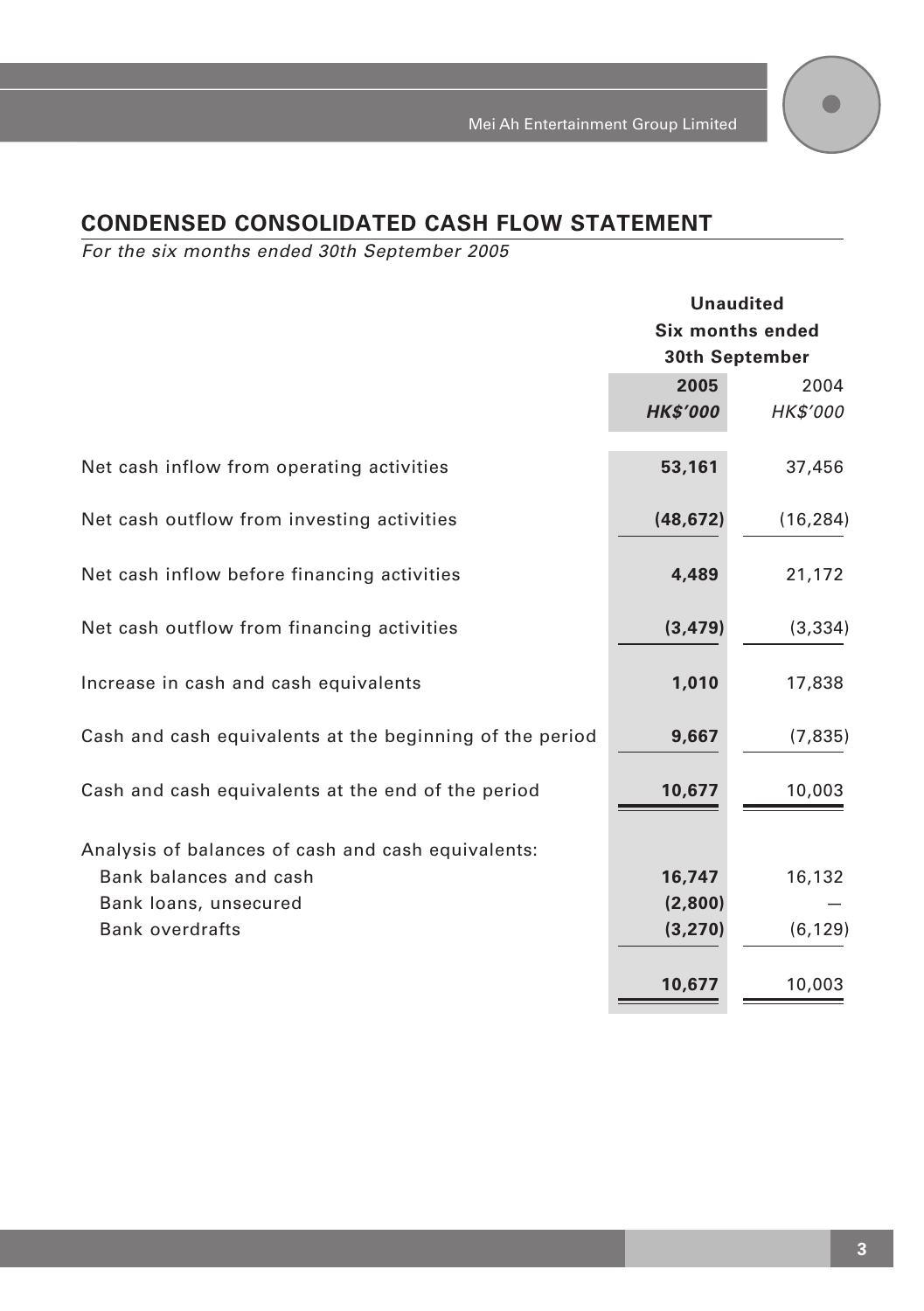## CONDENSED CONSOLIDATED CASH FLOW STATEMENT

*For the six months ended 30th September 2005*

| | Unaudited | |
|---|---|---|
| | Six months ended | |
| | 30th September | |
| | **2005** | 2004 |
| | ***HK$'000*** | *HK$'000* |
| Net cash inflow from operating activities | **53,161** | 37,456 |
| Net cash outflow from investing activities | **(48,672)** | (16,284) |
| Net cash inflow before financing activities | **4,489** | 21,172 |
| Net cash outflow from financing activities | **(3,479)** | (3,334) |
| Increase in cash and cash equivalents | **1,010** | 17,838 |
| Cash and cash equivalents at the beginning of the period | **9,667** | (7,835) |
| Cash and cash equivalents at the end of the period | **10,677** | 10,003 |
| Analysis of balances of cash and cash equivalents: | | |
| Bank balances and cash | **16,747** | 16,132 |
| Bank loans, unsecured | **(2,800)** | — |
| Bank overdrafts | **(3,270)** | (6,129) |
| | **10,677** | 10,003 |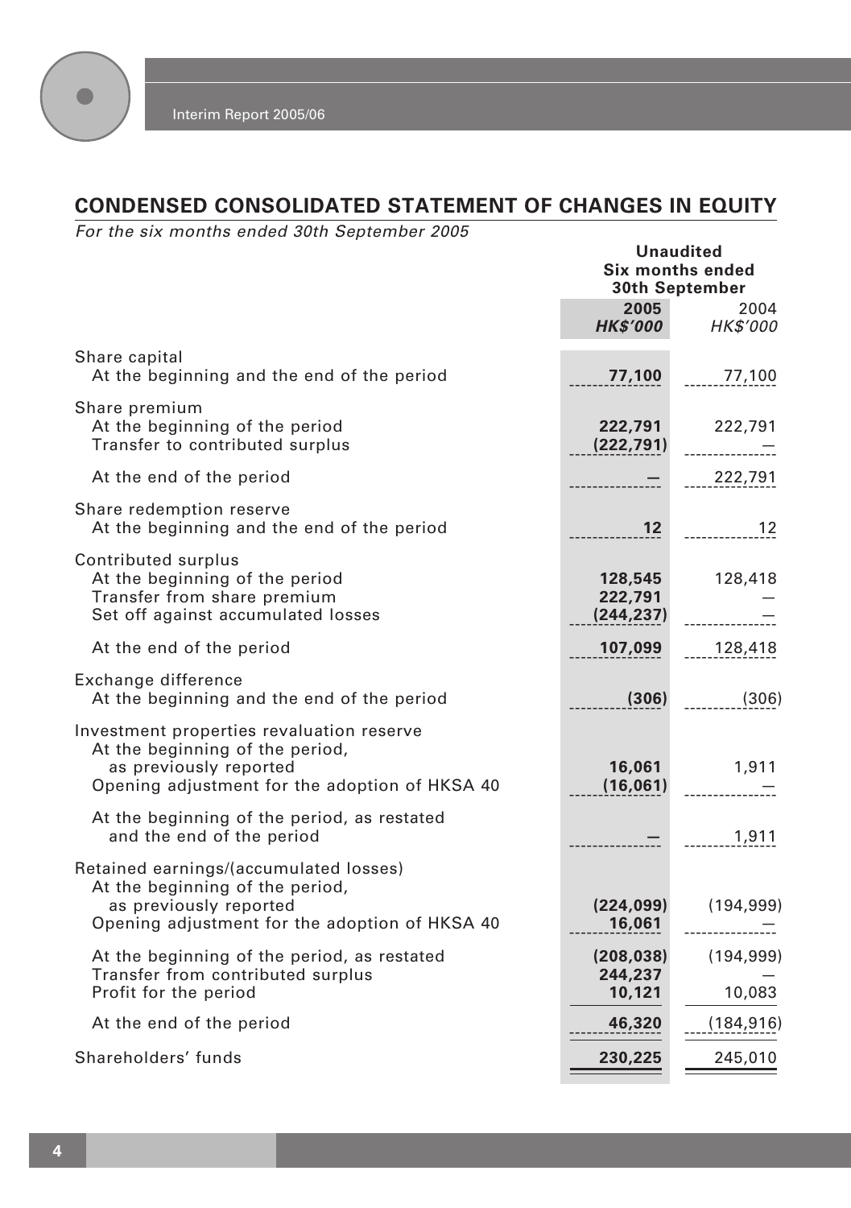## CONDENSED CONSOLIDATED STATEMENT OF CHANGES IN EQUITY

*For the six months ended 30th September 2005*

| | Unaudited Six months ended 30th September | |
|---|---|---|
| | **2005** | 2004 |
| | ***HK$'000*** | *HK$'000* |
| Share capital | | |
| At the beginning and the end of the period | **77,100** | 77,100 |
| Share premium | | |
| At the beginning of the period | **222,791** | 222,791 |
| Transfer to contributed surplus | **(222,791)** | — |
| At the end of the period | **—** | 222,791 |
| Share redemption reserve | | |
| At the beginning and the end of the period | **12** | 12 |
| Contributed surplus | | |
| At the beginning of the period | **128,545** | 128,418 |
| Transfer from share premium | **222,791** | — |
| Set off against accumulated losses | **(244,237)** | — |
| At the end of the period | **107,099** | 128,418 |
| Exchange difference | | |
| At the beginning and the end of the period | **(306)** | (306) |
| Investment properties revaluation reserve | | |
| At the beginning of the period, as previously reported | **16,061** | 1,911 |
| Opening adjustment for the adoption of HKSA 40 | **(16,061)** | — |
| At the beginning of the period, as restated and the end of the period | **—** | 1,911 |
| Retained earnings/(accumulated losses) | | |
| At the beginning of the period, as previously reported | **(224,099)** | (194,999) |
| Opening adjustment for the adoption of HKSA 40 | **16,061** | — |
| At the beginning of the period, as restated | **(208,038)** | (194,999) |
| Transfer from contributed surplus | **244,237** | — |
| Profit for the period | **10,121** | 10,083 |
| At the end of the period | **46,320** | (184,916) |
| Shareholders' funds | **230,225** | 245,010 |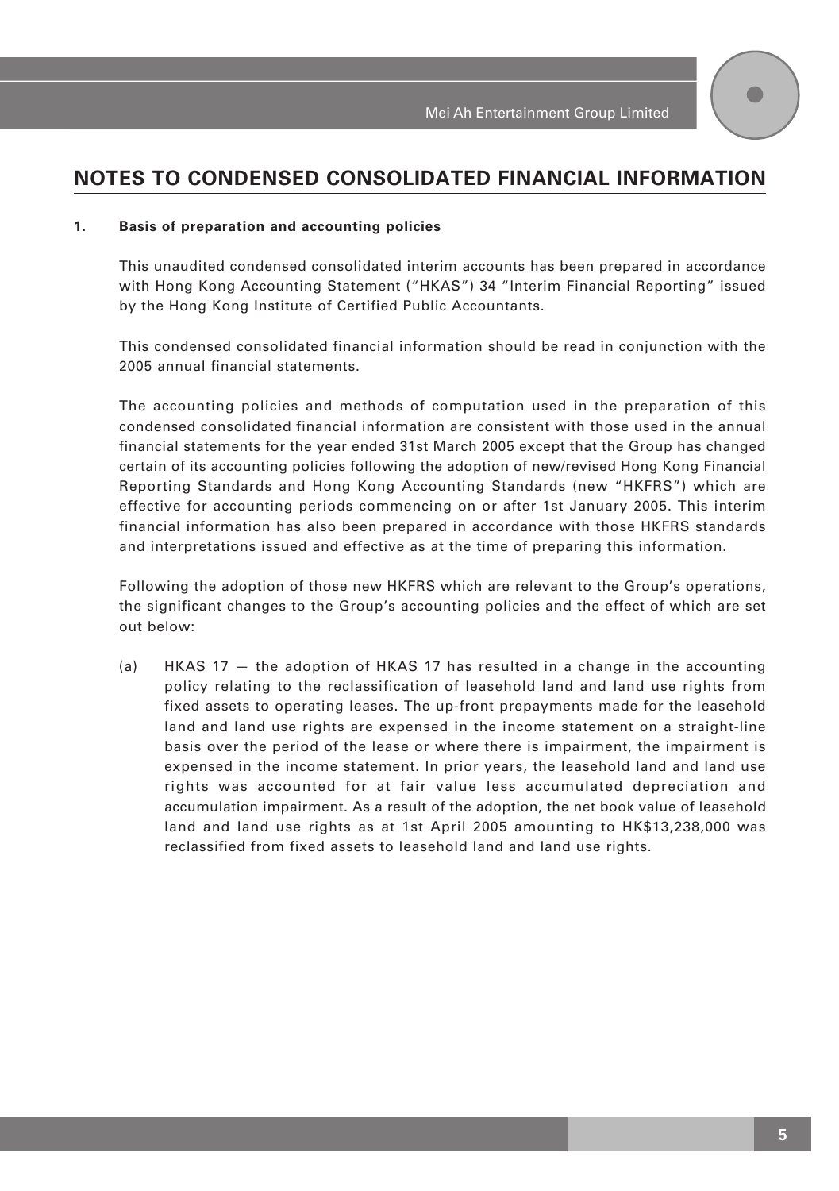# NOTES TO CONDENSED CONSOLIDATED FINANCIAL INFORMATION

**1. Basis of preparation and accounting policies**

This unaudited condensed consolidated interim accounts has been prepared in accordance with Hong Kong Accounting Statement ("HKAS") 34 "Interim Financial Reporting" issued by the Hong Kong Institute of Certified Public Accountants.

This condensed consolidated financial information should be read in conjunction with the 2005 annual financial statements.

The accounting policies and methods of computation used in the preparation of this condensed consolidated financial information are consistent with those used in the annual financial statements for the year ended 31st March 2005 except that the Group has changed certain of its accounting policies following the adoption of new/revised Hong Kong Financial Reporting Standards and Hong Kong Accounting Standards (new "HKFRS") which are effective for accounting periods commencing on or after 1st January 2005. This interim financial information has also been prepared in accordance with those HKFRS standards and interpretations issued and effective as at the time of preparing this information.

Following the adoption of those new HKFRS which are relevant to the Group's operations, the significant changes to the Group's accounting policies and the effect of which are set out below:

(a) HKAS 17 — the adoption of HKAS 17 has resulted in a change in the accounting policy relating to the reclassification of leasehold land and land use rights from fixed assets to operating leases. The up-front prepayments made for the leasehold land and land use rights are expensed in the income statement on a straight-line basis over the period of the lease or where there is impairment, the impairment is expensed in the income statement. In prior years, the leasehold land and land use rights was accounted for at fair value less accumulated depreciation and accumulation impairment. As a result of the adoption, the net book value of leasehold land and land use rights as at 1st April 2005 amounting to HK$13,238,000 was reclassified from fixed assets to leasehold land and land use rights.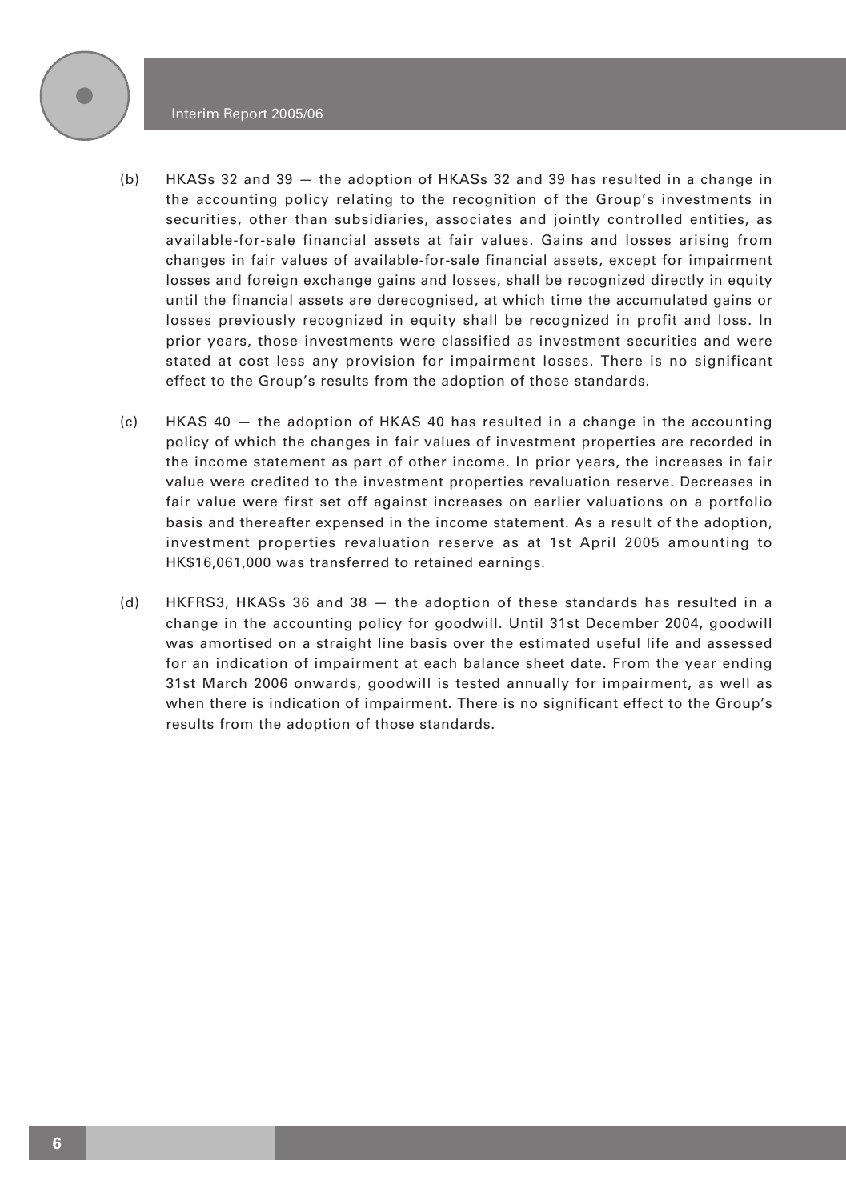(b) HKASs 32 and 39 — the adoption of HKASs 32 and 39 has resulted in a change in the accounting policy relating to the recognition of the Group's investments in securities, other than subsidiaries, associates and jointly controlled entities, as available-for-sale financial assets at fair values. Gains and losses arising from changes in fair values of available-for-sale financial assets, except for impairment losses and foreign exchange gains and losses, shall be recognized directly in equity until the financial assets are derecognised, at which time the accumulated gains or losses previously recognized in equity shall be recognized in profit and loss. In prior years, those investments were classified as investment securities and were stated at cost less any provision for impairment losses. There is no significant effect to the Group's results from the adoption of those standards.

(c) HKAS 40 — the adoption of HKAS 40 has resulted in a change in the accounting policy of which the changes in fair values of investment properties are recorded in the income statement as part of other income. In prior years, the increases in fair value were credited to the investment properties revaluation reserve. Decreases in fair value were first set off against increases on earlier valuations on a portfolio basis and thereafter expensed in the income statement. As a result of the adoption, investment properties revaluation reserve as at 1st April 2005 amounting to HK$16,061,000 was transferred to retained earnings.

(d) HKFRS3, HKASs 36 and 38 — the adoption of these standards has resulted in a change in the accounting policy for goodwill. Until 31st December 2004, goodwill was amortised on a straight line basis over the estimated useful life and assessed for an indication of impairment at each balance sheet date. From the year ending 31st March 2006 onwards, goodwill is tested annually for impairment, as well as when there is indication of impairment. There is no significant effect to the Group's results from the adoption of those standards.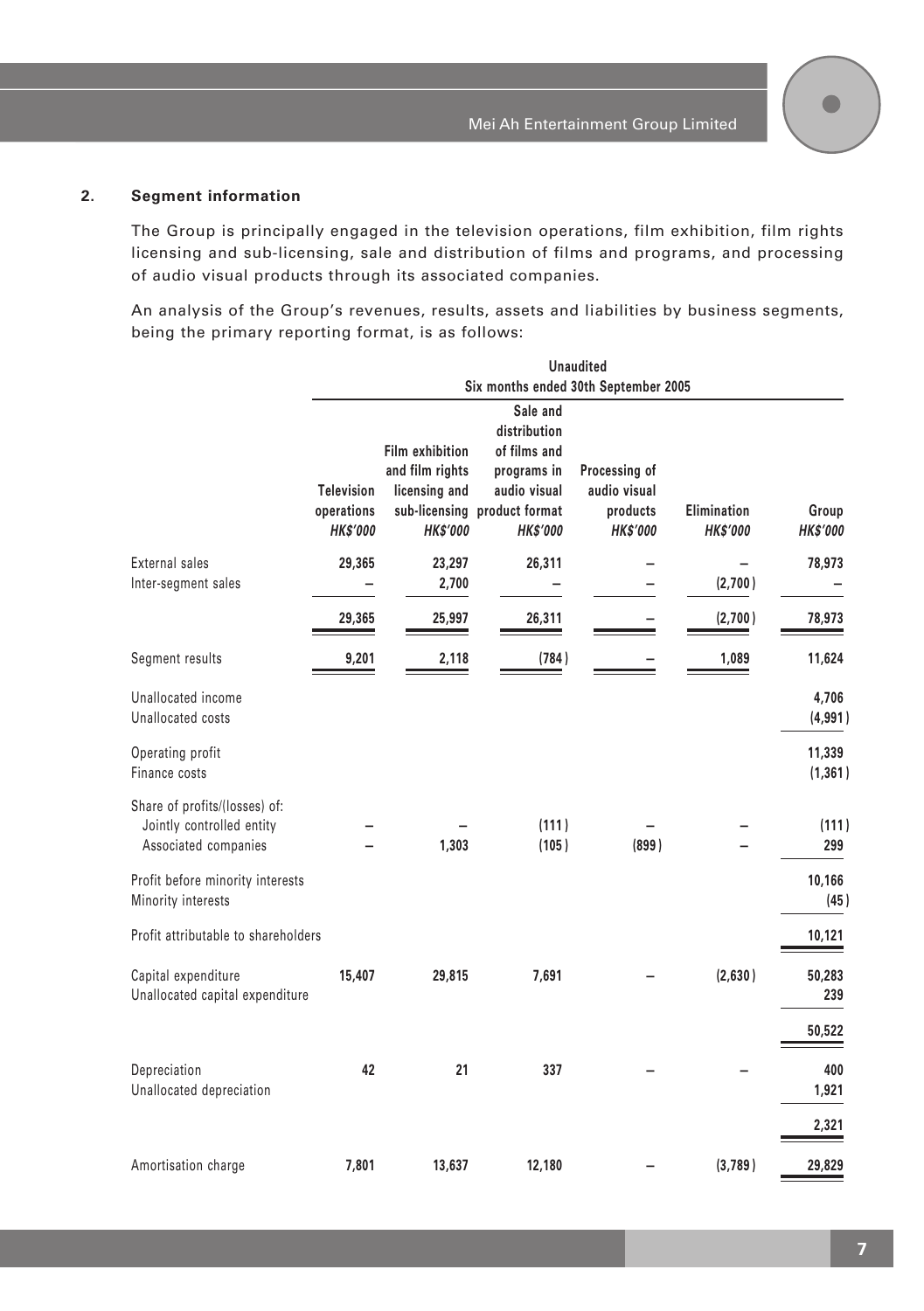## 2. Segment information

The Group is principally engaged in the television operations, film exhibition, film rights licensing and sub-licensing, sale and distribution of films and programs, and processing of audio visual products through its associated companies.

An analysis of the Group's revenues, results, assets and liabilities by business segments, being the primary reporting format, is as follows:

| | Unaudited | | | | | |
|---|---|---|---|---|---|---|
| | Six months ended 30th September 2005 | | | | | |
| | Television operations *HK$'000* | Film exhibition and film rights licensing and sub-licensing *HK$'000* | Sale and distribution of films and programs in audio visual product format *HK$'000* | Processing of audio visual products *HK$'000* | Elimination *HK$'000* | Group *HK$'000* |
| External sales | 29,365 | 23,297 | 26,311 | – | – | 78,973 |
| Inter-segment sales | – | 2,700 | – | – | (2,700) | – |
| | 29,365 | 25,997 | 26,311 | – | (2,700) | 78,973 |
| Segment results | 9,201 | 2,118 | (784) | – | 1,089 | 11,624 |
| Unallocated income | | | | | | 4,706 |
| Unallocated costs | | | | | | (4,991) |
| Operating profit | | | | | | 11,339 |
| Finance costs | | | | | | (1,361) |
| Share of profits/(losses) of: | | | | | | |
| Jointly controlled entity | – | – | (111) | – | – | (111) |
| Associated companies | – | 1,303 | (105) | (899) | – | 299 |
| Profit before minority interests | | | | | | 10,166 |
| Minority interests | | | | | | (45) |
| Profit attributable to shareholders | | | | | | 10,121 |
| Capital expenditure | 15,407 | 29,815 | 7,691 | – | (2,630) | 50,283 |
| Unallocated capital expenditure | | | | | | 239 |
| | | | | | | 50,522 |
| Depreciation | 42 | 21 | 337 | – | – | 400 |
| Unallocated depreciation | | | | | | 1,921 |
| | | | | | | 2,321 |
| Amortisation charge | 7,801 | 13,637 | 12,180 | – | (3,789) | 29,829 |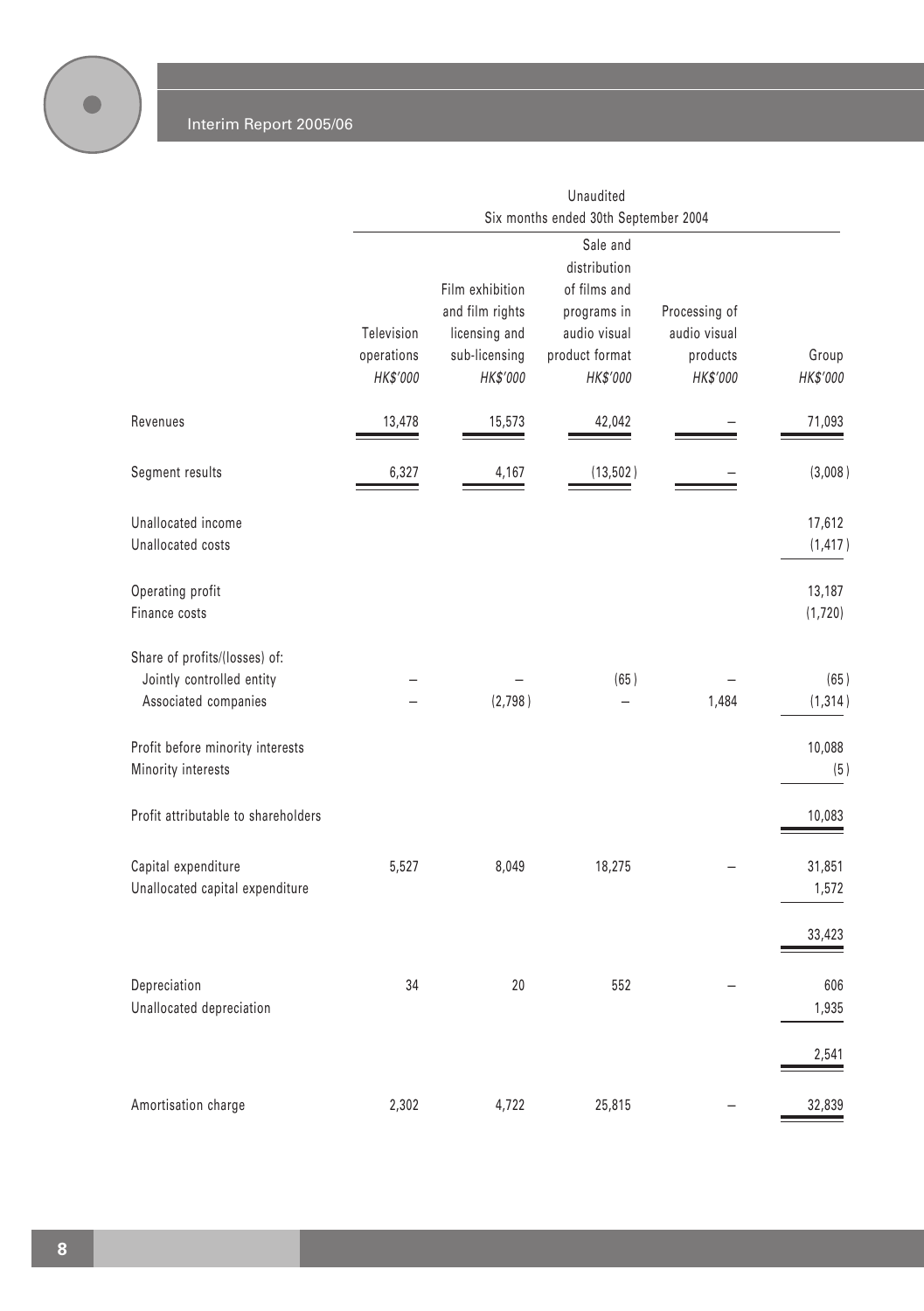| | Unaudited | | | | |
|---|---|---|---|---|---|
| | Six months ended 30th September 2004 | | | | |
| | Television operations | Film exhibition and film rights licensing and sub-licensing | Sale and distribution of films and programs in audio visual product format | Processing of audio visual products | Group |
| | *HK$'000* | *HK$'000* | *HK$'000* | *HK$'000* | *HK$'000* |
| Revenues | 13,478 | 15,573 | 42,042 | – | 71,093 |
| Segment results | 6,327 | 4,167 | (13,502) | – | (3,008) |
| Unallocated income | | | | | 17,612 |
| Unallocated costs | | | | | (1,417) |
| Operating profit | | | | | 13,187 |
| Finance costs | | | | | (1,720) |
| Share of profits/(losses) of: | | | | | |
| Jointly controlled entity | – | – | (65) | – | (65) |
| Associated companies | – | (2,798) | – | 1,484 | (1,314) |
| Profit before minority interests | | | | | 10,088 |
| Minority interests | | | | | (5) |
| Profit attributable to shareholders | | | | | 10,083 |
| Capital expenditure | 5,527 | 8,049 | 18,275 | – | 31,851 |
| Unallocated capital expenditure | | | | | 1,572 |
| | | | | | 33,423 |
| Depreciation | 34 | 20 | 552 | – | 606 |
| Unallocated depreciation | | | | | 1,935 |
| | | | | | 2,541 |
| Amortisation charge | 2,302 | 4,722 | 25,815 | – | 32,839 |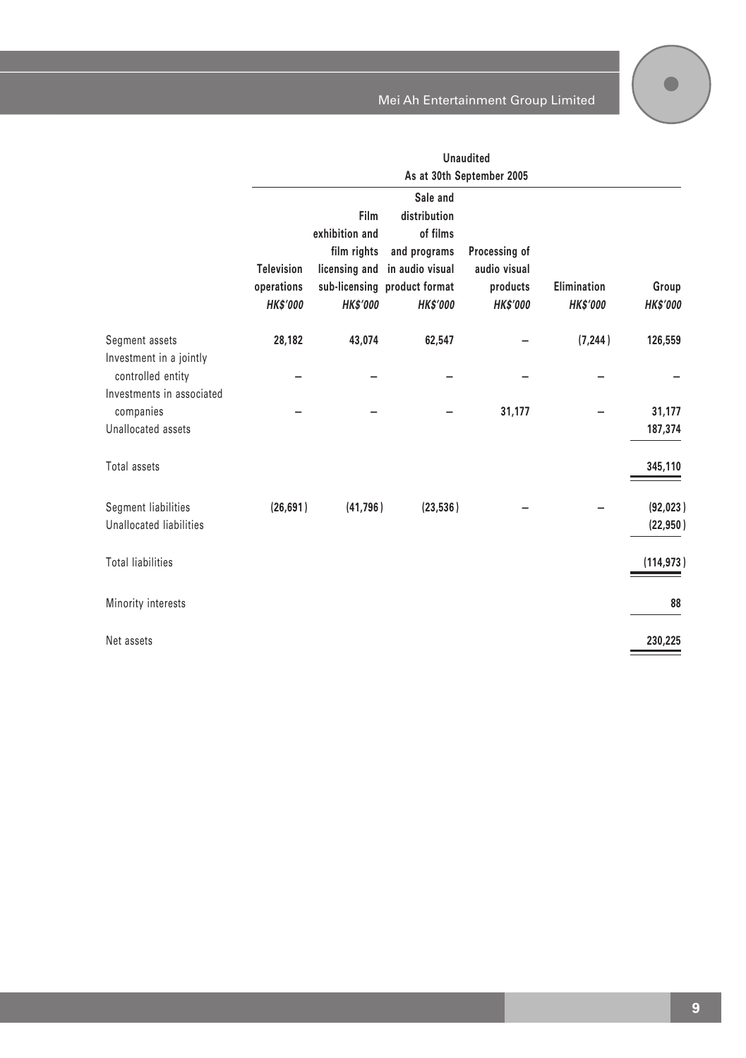| | Unaudited | | | | | |
|---|---|---|---|---|---|---|
| | As at 30th September 2005 | | | | | |
| | Television operations *HK$'000* | Film exhibition and film rights licensing and sub-licensing *HK$'000* | Sale and distribution of films and programs in audio visual product format *HK$'000* | Processing of audio visual products *HK$'000* | Elimination *HK$'000* | Group *HK$'000* |
| Segment assets | 28,182 | 43,074 | 62,547 | – | (7,244) | 126,559 |
| Investment in a jointly controlled entity | – | – | – | – | – | – |
| Investments in associated companies | – | – | – | 31,177 | – | 31,177 |
| Unallocated assets | | | | | | 187,374 |
| Total assets | | | | | | 345,110 |
| Segment liabilities | (26,691) | (41,796) | (23,536) | – | – | (92,023) |
| Unallocated liabilities | | | | | | (22,950) |
| Total liabilities | | | | | | (114,973) |
| Minority interests | | | | | | 88 |
| Net assets | | | | | | 230,225 |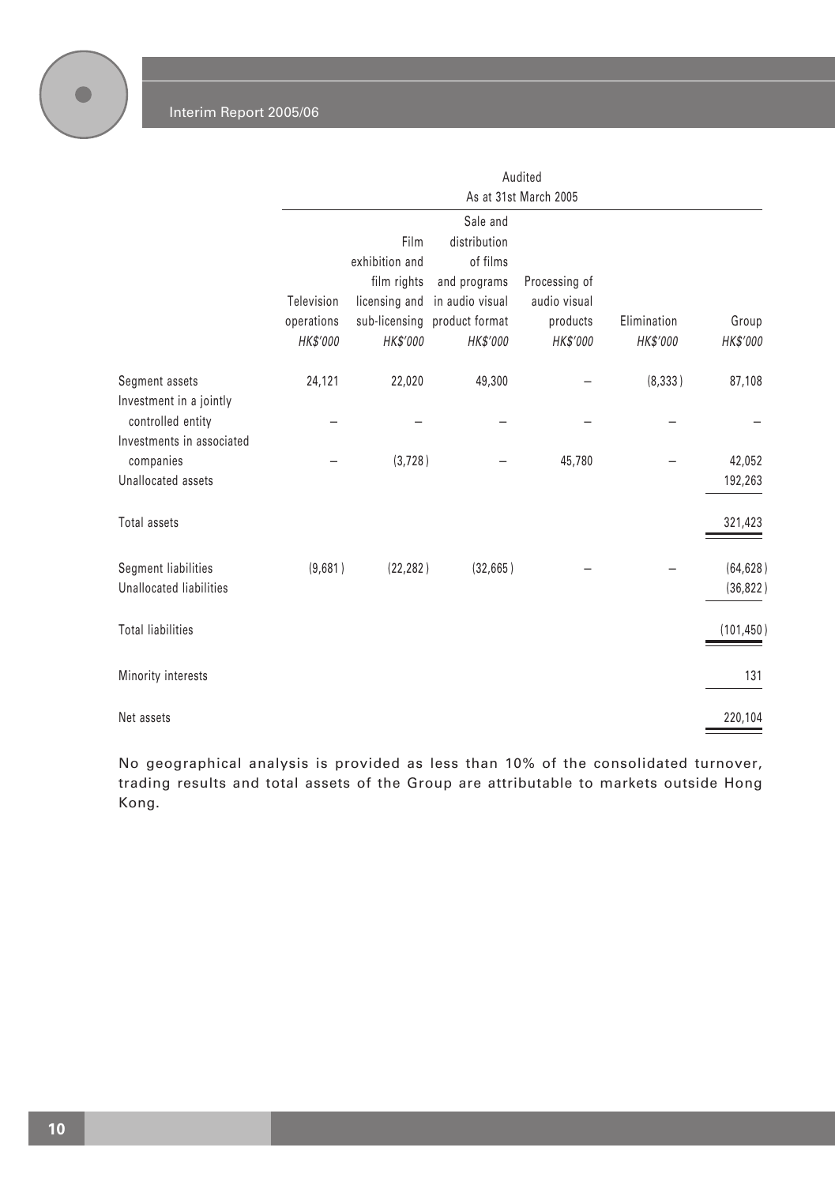| | Audited | | | | | |
|---|---|---|---|---|---|---|
| | As at 31st March 2005 | | | | | |
| | Television operations | Film exhibition and film rights licensing and sub-licensing | Sale and distribution of films and programs in audio visual product format | Processing of audio visual products | Elimination | Group |
| | *HK$'000* | *HK$'000* | *HK$'000* | *HK$'000* | *HK$'000* | *HK$'000* |
| Segment assets | 24,121 | 22,020 | 49,300 | – | (8,333) | 87,108 |
| Investment in a jointly controlled entity | – | – | – | – | – | – |
| Investments in associated companies | – | (3,728) | – | 45,780 | – | 42,052 |
| Unallocated assets | | | | | | 192,263 |
| Total assets | | | | | | 321,423 |
| Segment liabilities | (9,681) | (22,282) | (32,665) | – | – | (64,628) |
| Unallocated liabilities | | | | | | (36,822) |
| Total liabilities | | | | | | (101,450) |
| Minority interests | | | | | | 131 |
| Net assets | | | | | | 220,104 |

No geographical analysis is provided as less than 10% of the consolidated turnover, trading results and total assets of the Group are attributable to markets outside Hong Kong.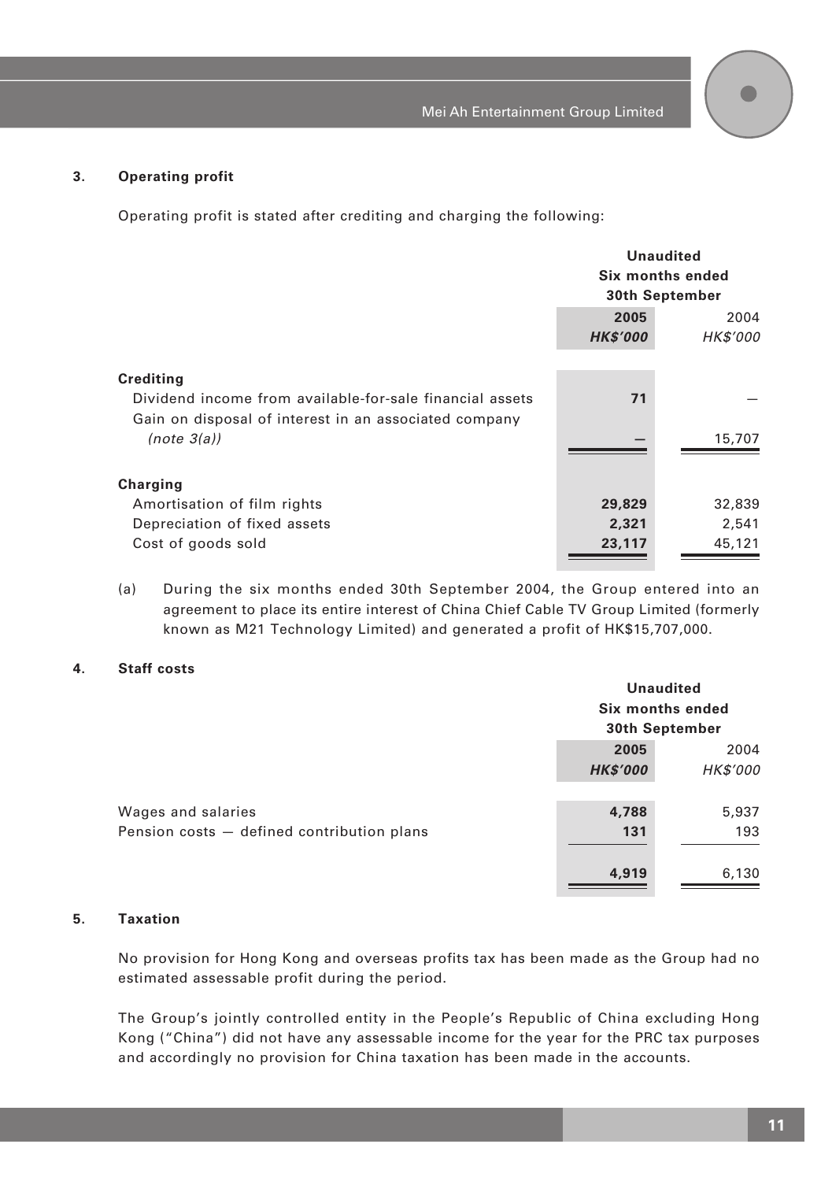### 3. Operating profit

Operating profit is stated after crediting and charging the following:

| | Unaudited Six months ended 30th September | |
|---|---|---|
| | **2005** | 2004 |
| | ***HK$'000*** | *HK$'000* |
| **Crediting** | | |
| Dividend income from available-for-sale financial assets | **71** | — |
| Gain on disposal of interest in an associated company *(note 3(a))* | **—** | 15,707 |
| **Charging** | | |
| Amortisation of film rights | **29,829** | 32,839 |
| Depreciation of fixed assets | **2,321** | 2,541 |
| Cost of goods sold | **23,117** | 45,121 |

(a) During the six months ended 30th September 2004, the Group entered into an agreement to place its entire interest of China Chief Cable TV Group Limited (formerly known as M21 Technology Limited) and generated a profit of HK$15,707,000.

### 4. Staff costs

| | Unaudited Six months ended 30th September | |
|---|---|---|
| | **2005** | 2004 |
| | ***HK$'000*** | *HK$'000* |
| Wages and salaries | **4,788** | 5,937 |
| Pension costs — defined contribution plans | **131** | 193 |
| | **4,919** | 6,130 |

### 5. Taxation

No provision for Hong Kong and overseas profits tax has been made as the Group had no estimated assessable profit during the period.

The Group's jointly controlled entity in the People's Republic of China excluding Hong Kong ("China") did not have any assessable income for the year for the PRC tax purposes and accordingly no provision for China taxation has been made in the accounts.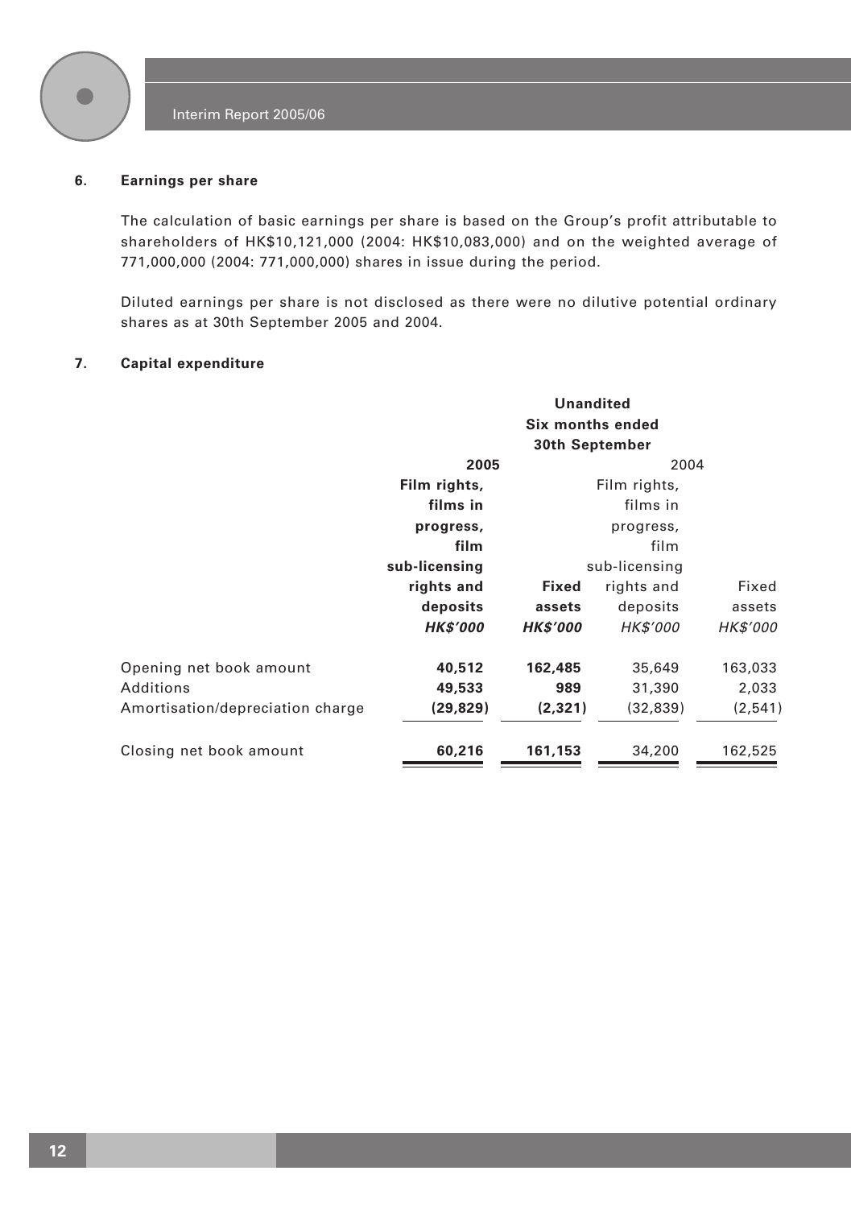### 6. Earnings per share

The calculation of basic earnings per share is based on the Group's profit attributable to shareholders of HK$10,121,000 (2004: HK$10,083,000) and on the weighted average of 771,000,000 (2004: 771,000,000) shares in issue during the period.

Diluted earnings per share is not disclosed as there were no dilutive potential ordinary shares as at 30th September 2005 and 2004.

### 7. Capital expenditure

| | **Unandited Six months ended 30th September** | | | |
|---|---|---|---|---|
| | **2005** | | 2004 | |
| | **Film rights, films in progress, film sub-licensing rights and deposits** | **Fixed assets** | Film rights, films in progress, film sub-licensing rights and deposits | Fixed assets |
| | ***HK$'000*** | ***HK$'000*** | *HK$'000* | *HK$'000* |
| Opening net book amount | **40,512** | **162,485** | 35,649 | 163,033 |
| Additions | **49,533** | **989** | 31,390 | 2,033 |
| Amortisation/depreciation charge | **(29,829)** | **(2,321)** | (32,839) | (2,541) |
| Closing net book amount | **60,216** | **161,153** | 34,200 | 162,525 |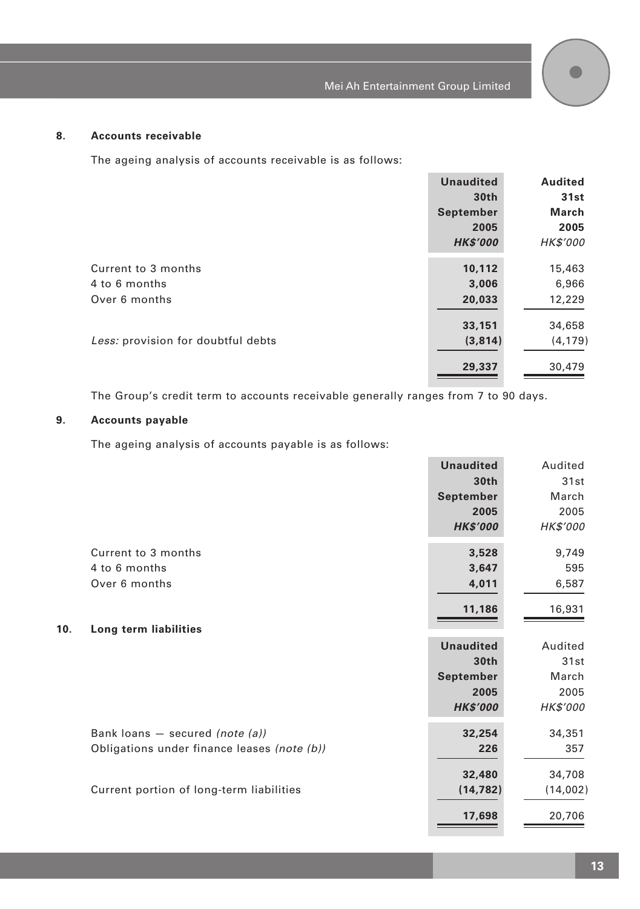### 8. Accounts receivable

The ageing analysis of accounts receivable is as follows:

| | Unaudited 30th September 2005 *HK$'000* | Audited 31st March 2005 *HK$'000* |
|---|---|---|
| Current to 3 months | 10,112 | 15,463 |
| 4 to 6 months | 3,006 | 6,966 |
| Over 6 months | 20,033 | 12,229 |
| | 33,151 | 34,658 |
| *Less:* provision for doubtful debts | (3,814) | (4,179) |
| | 29,337 | 30,479 |

The Group's credit term to accounts receivable generally ranges from 7 to 90 days.

### 9. Accounts payable

The ageing analysis of accounts payable is as follows:

| | Unaudited 30th September 2005 *HK$'000* | Audited 31st March 2005 *HK$'000* |
|---|---|---|
| Current to 3 months | 3,528 | 9,749 |
| 4 to 6 months | 3,647 | 595 |
| Over 6 months | 4,011 | 6,587 |
| | 11,186 | 16,931 |

### 10. Long term liabilities

| | Unaudited 30th September 2005 *HK$'000* | Audited 31st March 2005 *HK$'000* |
|---|---|---|
| Bank loans — secured *(note (a))* | 32,254 | 34,351 |
| Obligations under finance leases *(note (b))* | 226 | 357 |
| | 32,480 | 34,708 |
| Current portion of long-term liabilities | (14,782) | (14,002) |
| | 17,698 | 20,706 |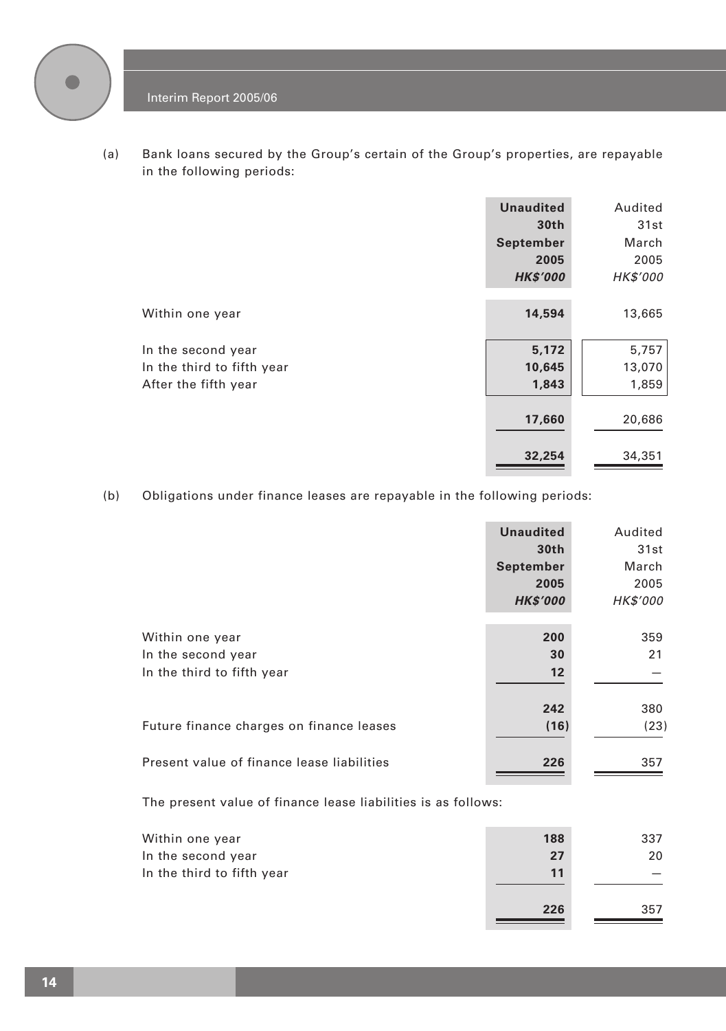(a) Bank loans secured by the Group's certain of the Group's properties, are repayable in the following periods:

| | **Unaudited 30th September 2005 *HK$'000*** | Audited 31st March 2005 *HK$'000* |
|---|---|---|
| Within one year | **14,594** | 13,665 |
| In the second year | **5,172** | 5,757 |
| In the third to fifth year | **10,645** | 13,070 |
| After the fifth year | **1,843** | 1,859 |
| | **17,660** | 20,686 |
| | **32,254** | 34,351 |

(b) Obligations under finance leases are repayable in the following periods:

| | **Unaudited 30th September 2005 *HK$'000*** | Audited 31st March 2005 *HK$'000* |
|---|---|---|
| Within one year | **200** | 359 |
| In the second year | **30** | 21 |
| In the third to fifth year | **12** | — |
| | **242** | 380 |
| Future finance charges on finance leases | **(16)** | (23) |
| Present value of finance lease liabilities | **226** | 357 |

The present value of finance lease liabilities is as follows:

| | **Unaudited 30th September 2005 *HK$'000*** | Audited 31st March 2005 *HK$'000* |
|---|---|---|
| Within one year | **188** | 337 |
| In the second year | **27** | 20 |
| In the third to fifth year | **11** | — |
| | **226** | 357 |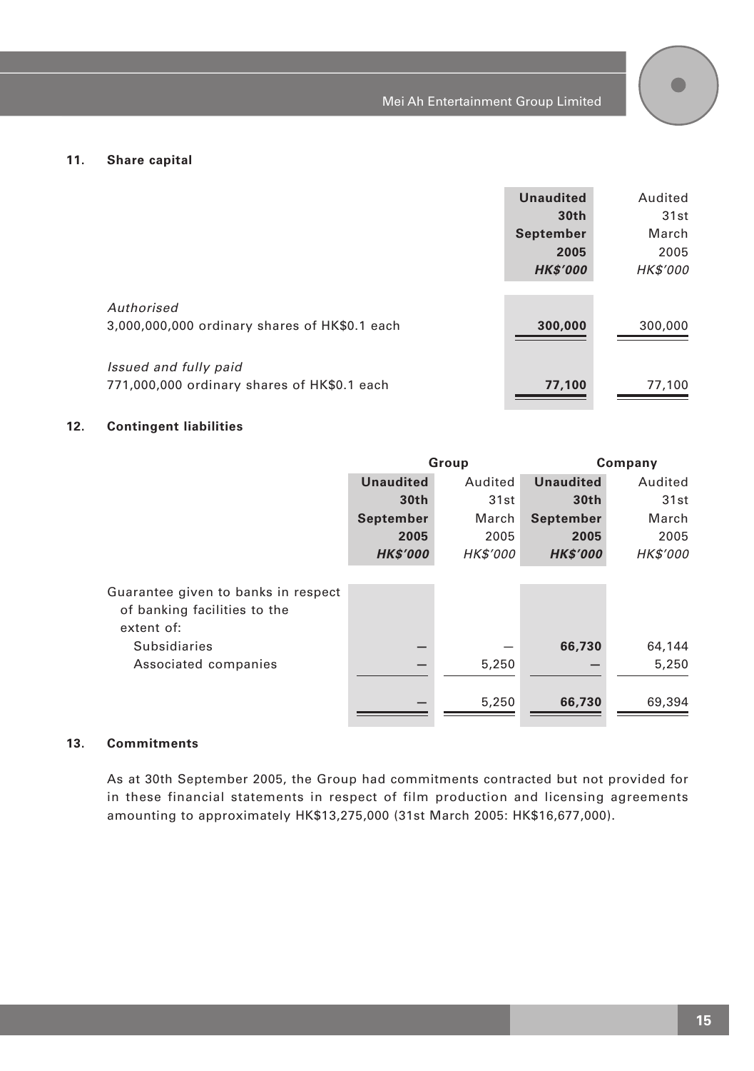### 11. Share capital

| | Unaudited 30th September 2005 HK$'000 | Audited 31st March 2005 HK$'000 |
|---|---|---|
| *Authorised* | | |
| 3,000,000,000 ordinary shares of HK$0.1 each | **300,000** | 300,000 |
| *Issued and fully paid* | | |
| 771,000,000 ordinary shares of HK$0.1 each | **77,100** | 77,100 |

### 12. Contingent liabilities

| | Group | | Company | |
|---|---|---|---|---|
| | Unaudited 30th September 2005 HK$'000 | Audited 31st March 2005 HK$'000 | Unaudited 30th September 2005 HK$'000 | Audited 31st March 2005 HK$'000 |
| Guarantee given to banks in respect of banking facilities to the extent of: | | | | |
| Subsidiaries | **—** | — | **66,730** | 64,144 |
| Associated companies | **—** | 5,250 | **—** | 5,250 |
| | **—** | 5,250 | **66,730** | 69,394 |

### 13. Commitments

As at 30th September 2005, the Group had commitments contracted but not provided for in these financial statements in respect of film production and licensing agreements amounting to approximately HK$13,275,000 (31st March 2005: HK$16,677,000).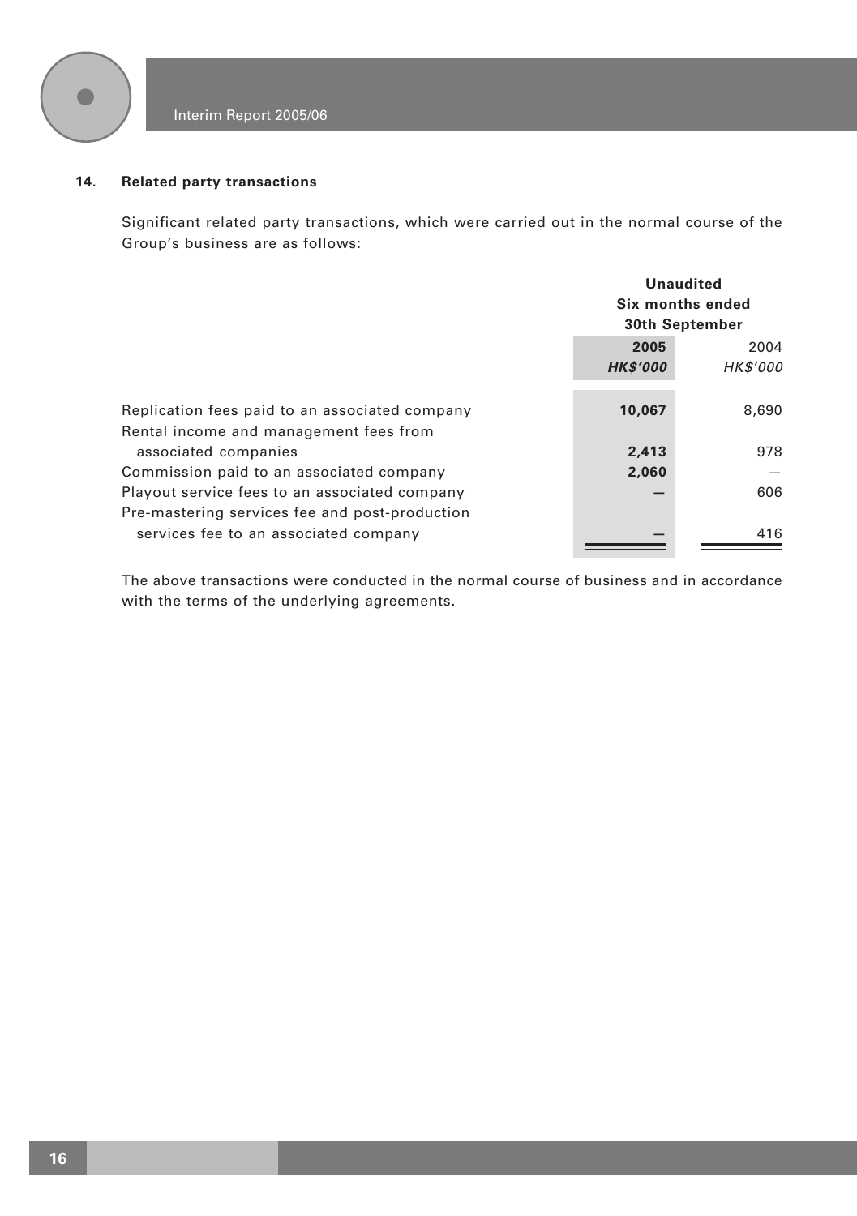## 14. Related party transactions

Significant related party transactions, which were carried out in the normal course of the Group's business are as follows:

| | Unaudited Six months ended 30th September | |
|---|---|---|
| | **2005** | 2004 |
| | ***HK$'000*** | *HK$'000* |
| Replication fees paid to an associated company | **10,067** | 8,690 |
| Rental income and management fees from associated companies | **2,413** | 978 |
| Commission paid to an associated company | **2,060** | — |
| Playout service fees to an associated company | **—** | 606 |
| Pre-mastering services fee and post-production services fee to an associated company | **—** | 416 |

The above transactions were conducted in the normal course of business and in accordance with the terms of the underlying agreements.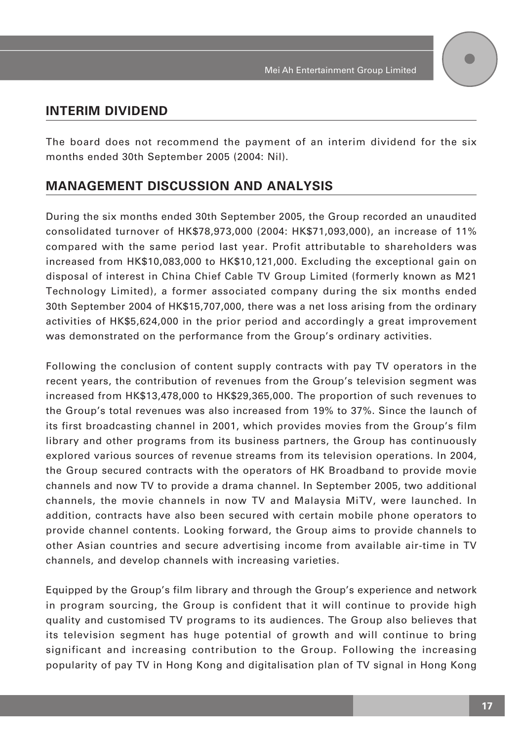## INTERIM DIVIDEND

The board does not recommend the payment of an interim dividend for the six months ended 30th September 2005 (2004: Nil).

## MANAGEMENT DISCUSSION AND ANALYSIS

During the six months ended 30th September 2005, the Group recorded an unaudited consolidated turnover of HK$78,973,000 (2004: HK$71,093,000), an increase of 11% compared with the same period last year. Profit attributable to shareholders was increased from HK$10,083,000 to HK$10,121,000. Excluding the exceptional gain on disposal of interest in China Chief Cable TV Group Limited (formerly known as M21 Technology Limited), a former associated company during the six months ended 30th September 2004 of HK$15,707,000, there was a net loss arising from the ordinary activities of HK$5,624,000 in the prior period and accordingly a great improvement was demonstrated on the performance from the Group's ordinary activities.

Following the conclusion of content supply contracts with pay TV operators in the recent years, the contribution of revenues from the Group's television segment was increased from HK$13,478,000 to HK$29,365,000. The proportion of such revenues to the Group's total revenues was also increased from 19% to 37%. Since the launch of its first broadcasting channel in 2001, which provides movies from the Group's film library and other programs from its business partners, the Group has continuously explored various sources of revenue streams from its television operations. In 2004, the Group secured contracts with the operators of HK Broadband to provide movie channels and now TV to provide a drama channel. In September 2005, two additional channels, the movie channels in now TV and Malaysia MiTV, were launched. In addition, contracts have also been secured with certain mobile phone operators to provide channel contents. Looking forward, the Group aims to provide channels to other Asian countries and secure advertising income from available air-time in TV channels, and develop channels with increasing varieties.

Equipped by the Group's film library and through the Group's experience and network in program sourcing, the Group is confident that it will continue to provide high quality and customised TV programs to its audiences. The Group also believes that its television segment has huge potential of growth and will continue to bring significant and increasing contribution to the Group. Following the increasing popularity of pay TV in Hong Kong and digitalisation plan of TV signal in Hong Kong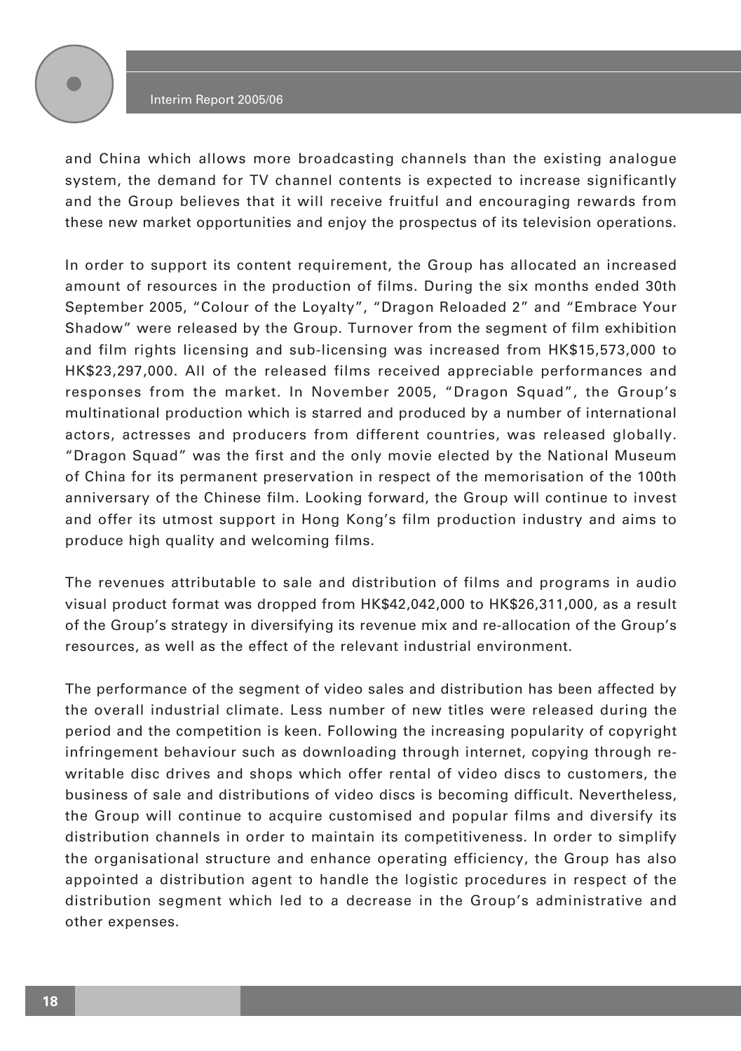and China which allows more broadcasting channels than the existing analogue system, the demand for TV channel contents is expected to increase significantly and the Group believes that it will receive fruitful and encouraging rewards from these new market opportunities and enjoy the prospectus of its television operations.

In order to support its content requirement, the Group has allocated an increased amount of resources in the production of films. During the six months ended 30th September 2005, "Colour of the Loyalty", "Dragon Reloaded 2" and "Embrace Your Shadow" were released by the Group. Turnover from the segment of film exhibition and film rights licensing and sub-licensing was increased from HK$15,573,000 to HK$23,297,000. All of the released films received appreciable performances and responses from the market. In November 2005, "Dragon Squad", the Group's multinational production which is starred and produced by a number of international actors, actresses and producers from different countries, was released globally. "Dragon Squad" was the first and the only movie elected by the National Museum of China for its permanent preservation in respect of the memorisation of the 100th anniversary of the Chinese film. Looking forward, the Group will continue to invest and offer its utmost support in Hong Kong's film production industry and aims to produce high quality and welcoming films.

The revenues attributable to sale and distribution of films and programs in audio visual product format was dropped from HK$42,042,000 to HK$26,311,000, as a result of the Group's strategy in diversifying its revenue mix and re-allocation of the Group's resources, as well as the effect of the relevant industrial environment.

The performance of the segment of video sales and distribution has been affected by the overall industrial climate. Less number of new titles were released during the period and the competition is keen. Following the increasing popularity of copyright infringement behaviour such as downloading through internet, copying through re-writable disc drives and shops which offer rental of video discs to customers, the business of sale and distributions of video discs is becoming difficult. Nevertheless, the Group will continue to acquire customised and popular films and diversify its distribution channels in order to maintain its competitiveness. In order to simplify the organisational structure and enhance operating efficiency, the Group has also appointed a distribution agent to handle the logistic procedures in respect of the distribution segment which led to a decrease in the Group's administrative and other expenses.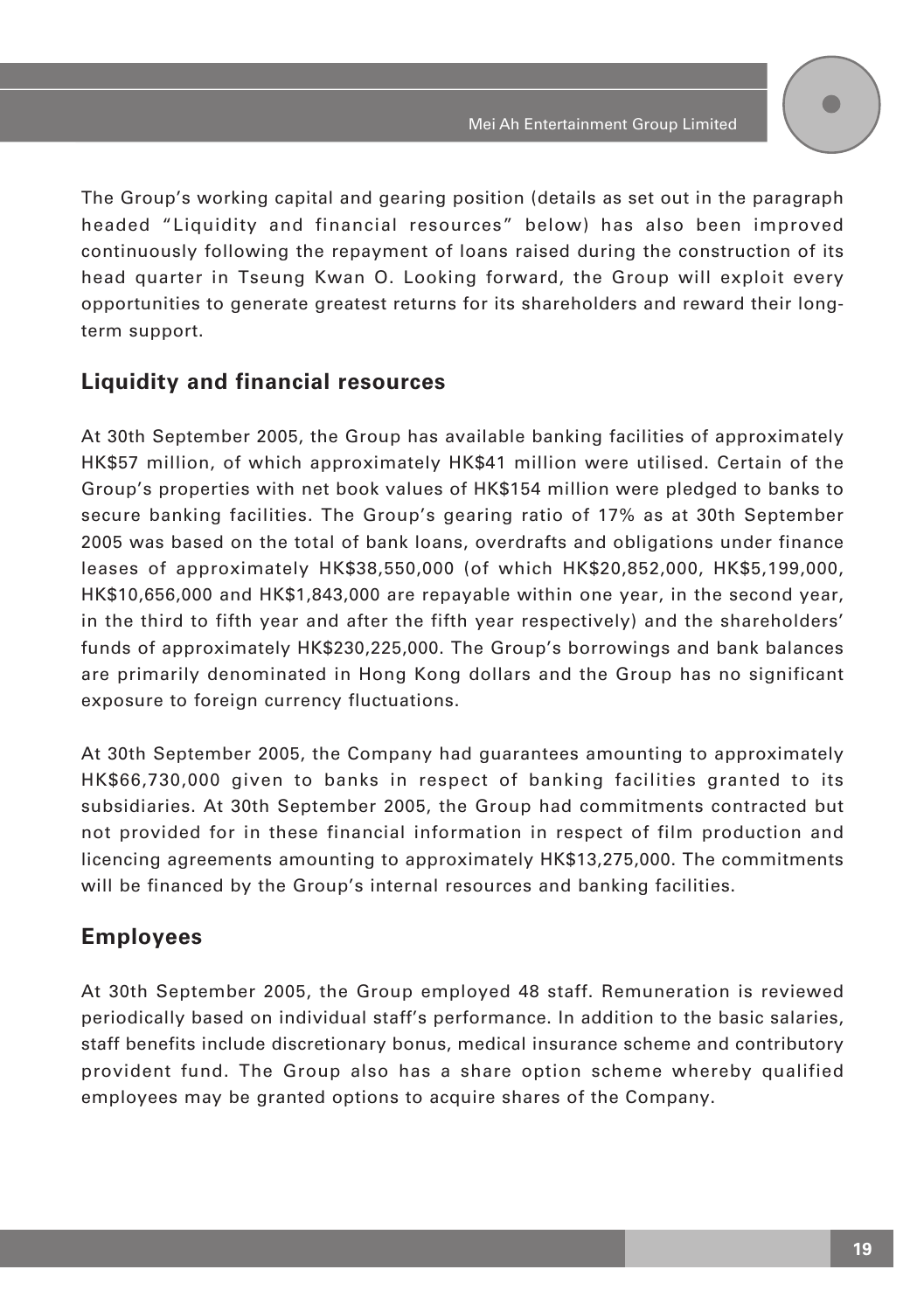The Group's working capital and gearing position (details as set out in the paragraph headed "Liquidity and financial resources" below) has also been improved continuously following the repayment of loans raised during the construction of its head quarter in Tseung Kwan O. Looking forward, the Group will exploit every opportunities to generate greatest returns for its shareholders and reward their long-term support.

## Liquidity and financial resources

At 30th September 2005, the Group has available banking facilities of approximately HK$57 million, of which approximately HK$41 million were utilised. Certain of the Group's properties with net book values of HK$154 million were pledged to banks to secure banking facilities. The Group's gearing ratio of 17% as at 30th September 2005 was based on the total of bank loans, overdrafts and obligations under finance leases of approximately HK$38,550,000 (of which HK$20,852,000, HK$5,199,000, HK$10,656,000 and HK$1,843,000 are repayable within one year, in the second year, in the third to fifth year and after the fifth year respectively) and the shareholders' funds of approximately HK$230,225,000. The Group's borrowings and bank balances are primarily denominated in Hong Kong dollars and the Group has no significant exposure to foreign currency fluctuations.

At 30th September 2005, the Company had guarantees amounting to approximately HK$66,730,000 given to banks in respect of banking facilities granted to its subsidiaries. At 30th September 2005, the Group had commitments contracted but not provided for in these financial information in respect of film production and licencing agreements amounting to approximately HK$13,275,000. The commitments will be financed by the Group's internal resources and banking facilities.

## Employees

At 30th September 2005, the Group employed 48 staff. Remuneration is reviewed periodically based on individual staff's performance. In addition to the basic salaries, staff benefits include discretionary bonus, medical insurance scheme and contributory provident fund. The Group also has a share option scheme whereby qualified employees may be granted options to acquire shares of the Company.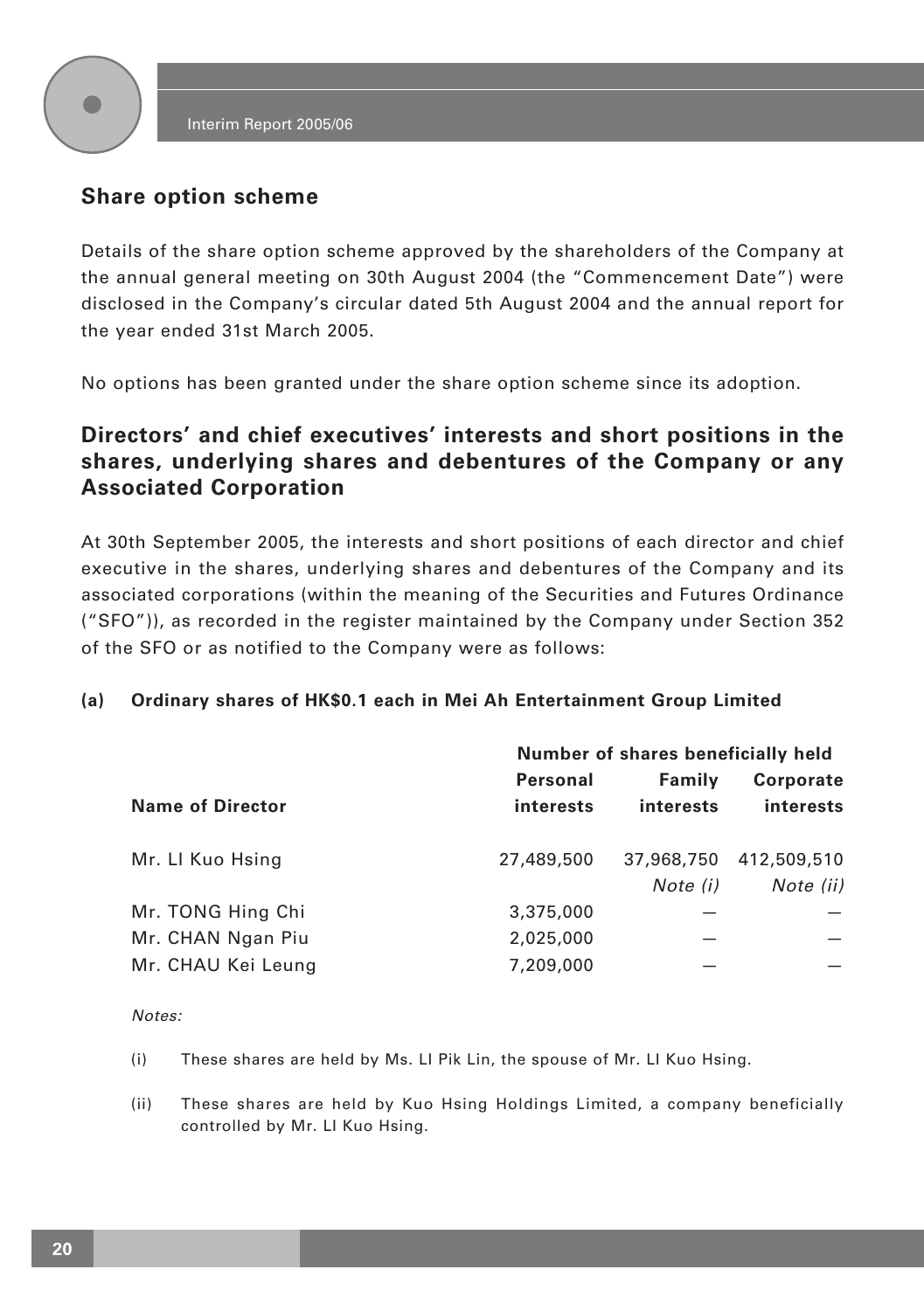## Share option scheme

Details of the share option scheme approved by the shareholders of the Company at the annual general meeting on 30th August 2004 (the "Commencement Date") were disclosed in the Company's circular dated 5th August 2004 and the annual report for the year ended 31st March 2005.

No options has been granted under the share option scheme since its adoption.

## Directors' and chief executives' interests and short positions in the shares, underlying shares and debentures of the Company or any Associated Corporation

At 30th September 2005, the interests and short positions of each director and chief executive in the shares, underlying shares and debentures of the Company and its associated corporations (within the meaning of the Securities and Futures Ordinance ("SFO")), as recorded in the register maintained by the Company under Section 352 of the SFO or as notified to the Company were as follows:

**(a) Ordinary shares of HK$0.1 each in Mei Ah Entertainment Group Limited**

| | Number of shares beneficially held | | |
|---|---|---|---|
| **Name of Director** | **Personal interests** | **Family interests** | **Corporate interests** |
| Mr. LI Kuo Hsing | 27,489,500 | 37,968,750 *Note (i)* | 412,509,510 *Note (ii)* |
| Mr. TONG Hing Chi | 3,375,000 | — | — |
| Mr. CHAN Ngan Piu | 2,025,000 | — | — |
| Mr. CHAU Kei Leung | 7,209,000 | — | — |

*Notes:*

(i) These shares are held by Ms. LI Pik Lin, the spouse of Mr. LI Kuo Hsing.

(ii) These shares are held by Kuo Hsing Holdings Limited, a company beneficially controlled by Mr. LI Kuo Hsing.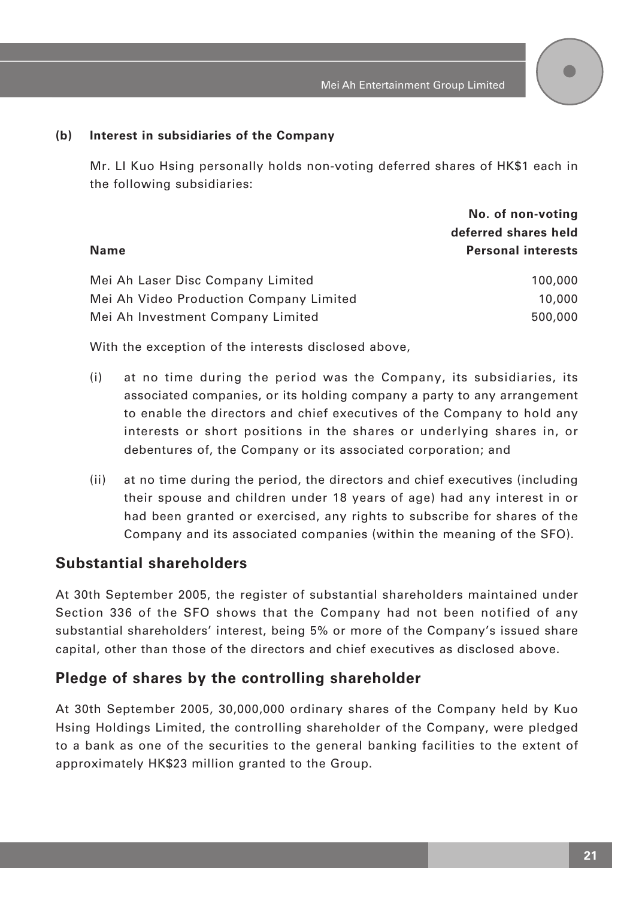**(b) Interest in subsidiaries of the Company**

Mr. LI Kuo Hsing personally holds non-voting deferred shares of HK$1 each in the following subsidiaries:

| Name | No. of non-voting deferred shares held Personal interests |
|---|---|
| Mei Ah Laser Disc Company Limited | 100,000 |
| Mei Ah Video Production Company Limited | 10,000 |
| Mei Ah Investment Company Limited | 500,000 |

With the exception of the interests disclosed above,

(i) at no time during the period was the Company, its subsidiaries, its associated companies, or its holding company a party to any arrangement to enable the directors and chief executives of the Company to hold any interests or short positions in the shares or underlying shares in, or debentures of, the Company or its associated corporation; and

(ii) at no time during the period, the directors and chief executives (including their spouse and children under 18 years of age) had any interest in or had been granted or exercised, any rights to subscribe for shares of the Company and its associated companies (within the meaning of the SFO).

## Substantial shareholders

At 30th September 2005, the register of substantial shareholders maintained under Section 336 of the SFO shows that the Company had not been notified of any substantial shareholders' interest, being 5% or more of the Company's issued share capital, other than those of the directors and chief executives as disclosed above.

## Pledge of shares by the controlling shareholder

At 30th September 2005, 30,000,000 ordinary shares of the Company held by Kuo Hsing Holdings Limited, the controlling shareholder of the Company, were pledged to a bank as one of the securities to the general banking facilities to the extent of approximately HK$23 million granted to the Group.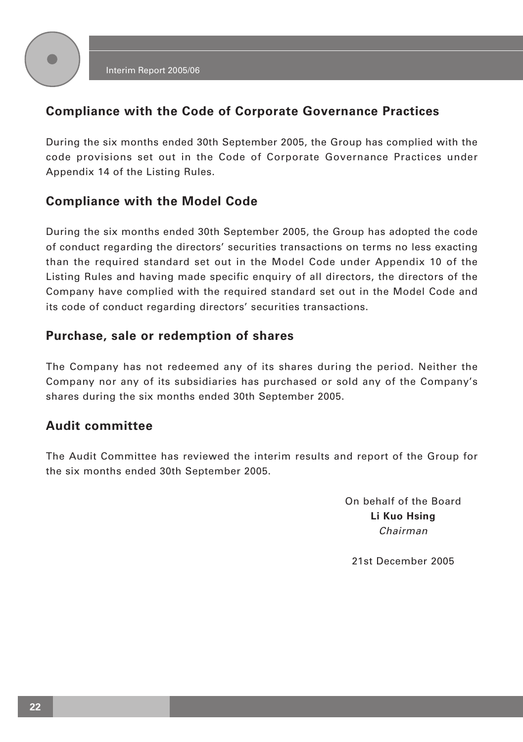## Compliance with the Code of Corporate Governance Practices

During the six months ended 30th September 2005, the Group has complied with the code provisions set out in the Code of Corporate Governance Practices under Appendix 14 of the Listing Rules.

## Compliance with the Model Code

During the six months ended 30th September 2005, the Group has adopted the code of conduct regarding the directors' securities transactions on terms no less exacting than the required standard set out in the Model Code under Appendix 10 of the Listing Rules and having made specific enquiry of all directors, the directors of the Company have complied with the required standard set out in the Model Code and its code of conduct regarding directors' securities transactions.

## Purchase, sale or redemption of shares

The Company has not redeemed any of its shares during the period. Neither the Company nor any of its subsidiaries has purchased or sold any of the Company's shares during the six months ended 30th September 2005.

## Audit committee

The Audit Committee has reviewed the interim results and report of the Group for the six months ended 30th September 2005.

On behalf of the Board
**Li Kuo Hsing**
*Chairman*

21st December 2005